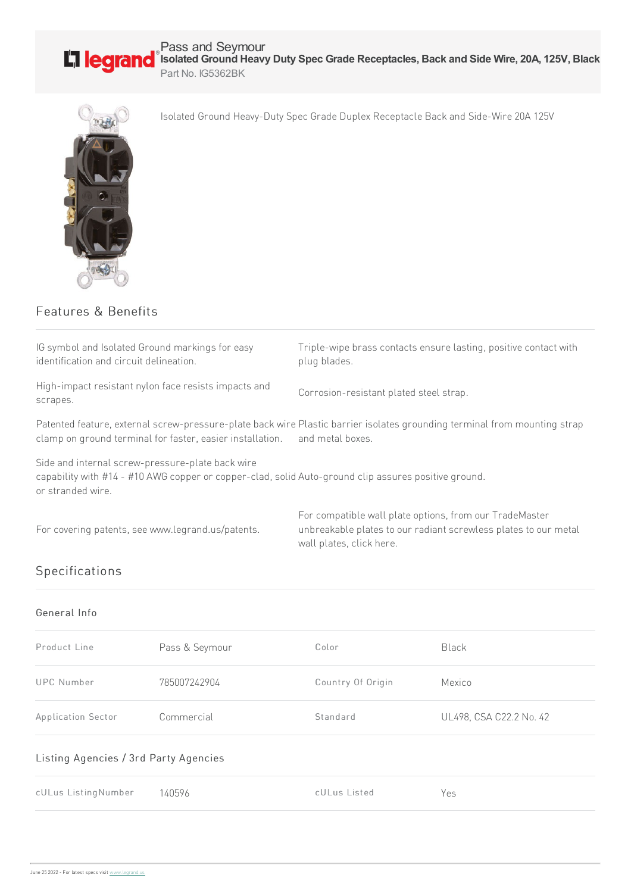Pass and Seymour

# Isolated Ground Heavy Duty Spec Grade Receptacles, Back and Side Wire, 20A, 125V, Black

Part No. IG5362BK

Isolated Ground Heavy-Duty Spec Grade Duplex Receptacle Back and Side-Wire 20A 125V

## Features & Benefits

IG symbol and Isolated Ground markings for easy identification and circuit delineation.

Triple-wipe brass contacts ensure lasting, positive contact with plug blades.

High-impact resistant nylon face resists impacts and scrapes.

Corrosion-resistant plated steel strap.

Patented feature, external screw-pressure-plate back wire clamp on ground terminal for faster, easier installation.

Plastic barrier isolates grounding terminal from mounting strap and metal boxes.

Side and internal screw-pressure-plate back wire capability with #14 - #10 AWG copper or copper-clad, solid or stranded wire.

Auto-ground clip assures positive ground.

For covering patents, see www.legrand.us/patents.

For compatible wall plate options, from our TradeMaster unbreakable plates to our radiant screwless plates to our metal wall plates, click here.

## Specifications

### General Info

| Product Line | Pass & Seymour | Color | Black |
|---|---|---|---|
| UPC Number | 785007242904 | Country Of Origin | Mexico |
| Application Sector | Commercial | Standard | UL498, CSA C22.2 No. 42 |

### Listing Agencies / 3rd Party Agencies

| cULus ListingNumber | 140596 | cULus Listed | Yes |
|---|---|---|---|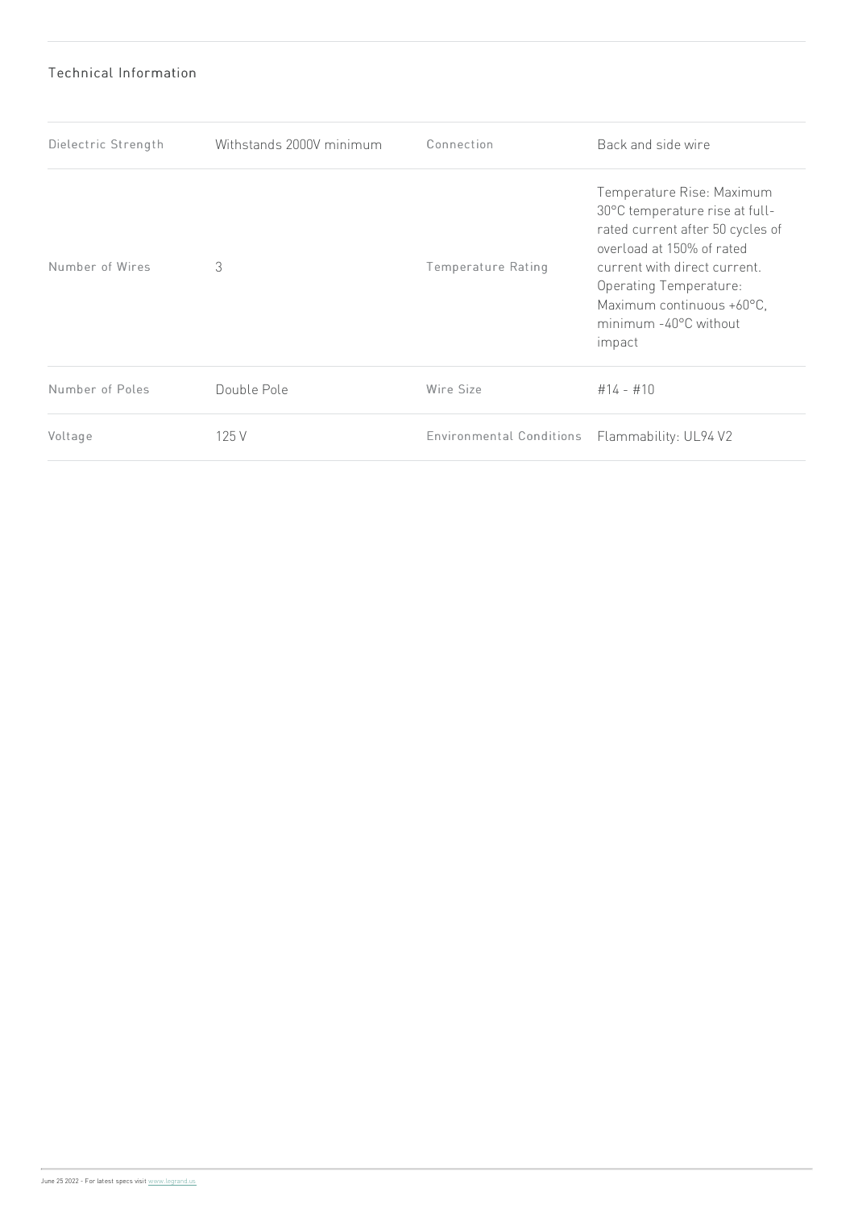## Technical Information

| | | | |
|---|---|---|---|
| Dielectric Strength | Withstands 2000V minimum | Connection | Back and side wire |
| Number of Wires | 3 | Temperature Rating | Temperature Rise: Maximum 30°C temperature rise at full-rated current after 50 cycles of overload at 150% of rated current with direct current. Operating Temperature: Maximum continuous +60°C, minimum -40°C without impact |
| Number of Poles | Double Pole | Wire Size | #14 - #10 |
| Voltage | 125 V | Environmental Conditions | Flammability: UL94 V2 |

June 25 2022 - For latest specs visit www.legrand.us